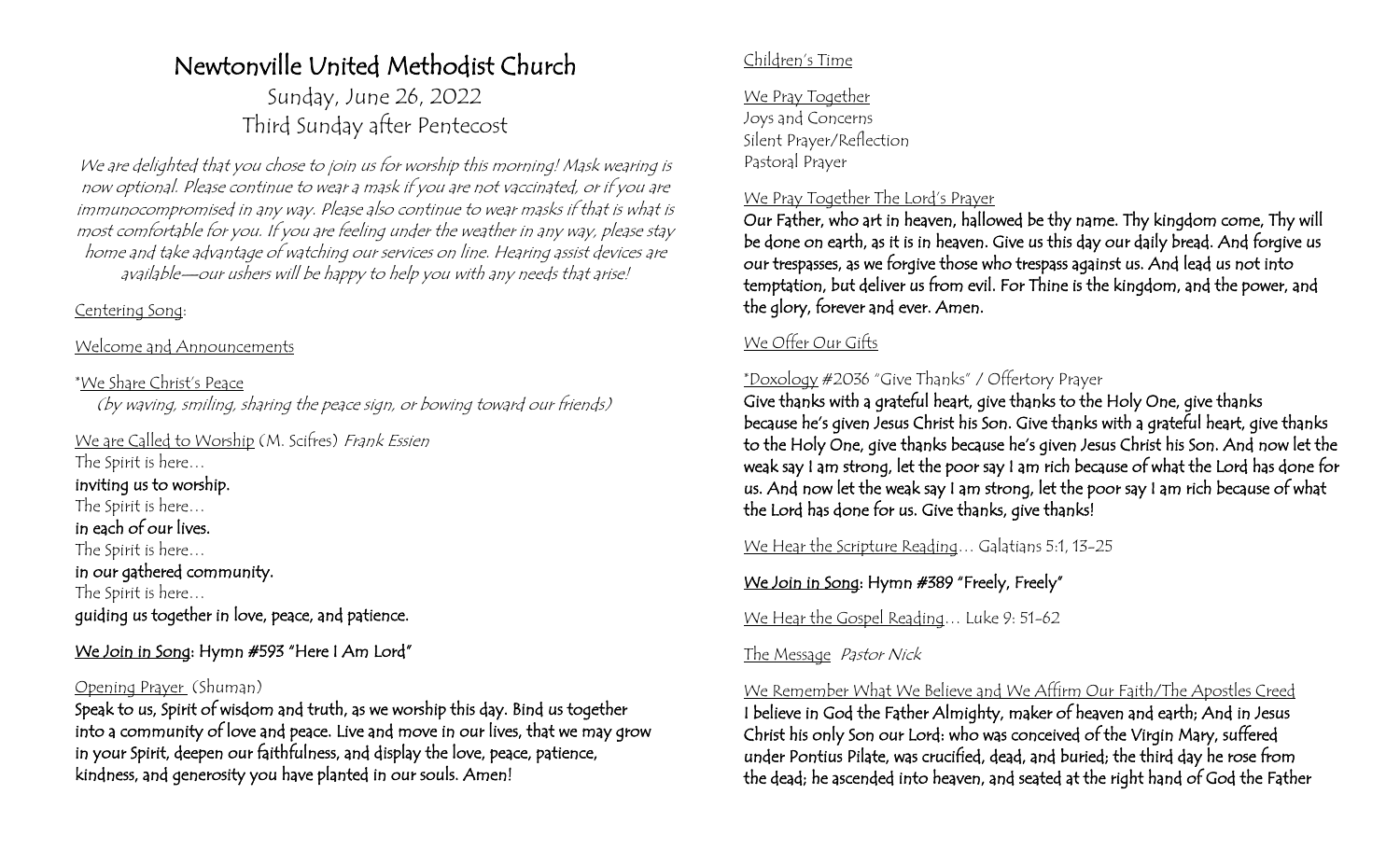# Newtonville United Methodist Church

## Sunday, June 26, 2022
## Third Sunday after Pentecost

*We are delighted that you chose to join us for worship this morning! Mask wearing is now optional. Please continue to wear a mask if you are not vaccinated, or if you are immunocompromised in any way. Please also continue to wear masks if that is what is most comfortable for you. If you are feeling under the weather in any way, please stay home and take advantage of watching our services on line. Hearing assist devices are available—our ushers will be happy to help you with any needs that arise!*

Centering Song:

Welcome and Announcements

*We Share Christ's Peace
*(by waving, smiling, sharing the peace sign, or bowing toward our friends)*

We are Called to Worship (M. Scifres) *Frank Essien*

The Spirit is here…
**inviting us to worship.**
The Spirit is here…
**in each of our lives.**
The Spirit is here…
**in our gathered community.**
The Spirit is here…
**guiding us together in love, peace, and patience.**

We Join in Song: **Hymn #593 "Here I Am Lord"**

Opening Prayer (Shuman)

**Speak to us, Spirit of wisdom and truth, as we worship this day. Bind us together into a community of love and peace. Live and move in our lives, that we may grow in your Spirit, deepen our faithfulness, and display the love, peace, patience, kindness, and generosity you have planted in our souls. Amen!**

Children's Time

We Pray Together
Joys and Concerns
Silent Prayer/Reflection
Pastoral Prayer

We Pray Together The Lord's Prayer

**Our Father, who art in heaven, hallowed be thy name. Thy kingdom come, Thy will be done on earth, as it is in heaven. Give us this day our daily bread. And forgive us our trespasses, as we forgive those who trespass against us. And lead us not into temptation, but deliver us from evil. For Thine is the kingdom, and the power, and the glory, forever and ever. Amen.**

We Offer Our Gifts

*Doxology #2036 "Give Thanks" / Offertory Prayer

**Give thanks with a grateful heart, give thanks to the Holy One, give thanks because he's given Jesus Christ his Son. Give thanks with a grateful heart, give thanks to the Holy One, give thanks because he's given Jesus Christ his Son. And now let the weak say I am strong, let the poor say I am rich because of what the Lord has done for us. And now let the weak say I am strong, let the poor say I am rich because of what the Lord has done for us. Give thanks, give thanks!**

We Hear the Scripture Reading… Galatians 5:1, 13-25

We Join in Song: **Hymn #389 "Freely, Freely"**

We Hear the Gospel Reading… Luke 9: 51-62

The Message *Pastor Nick*

We Remember What We Believe and We Affirm Our Faith/The Apostles Creed

**I believe in God the Father Almighty, maker of heaven and earth; And in Jesus Christ his only Son our Lord: who was conceived of the Virgin Mary, suffered under Pontius Pilate, was crucified, dead, and buried; the third day he rose from the dead; he ascended into heaven, and seated at the right hand of God the Father**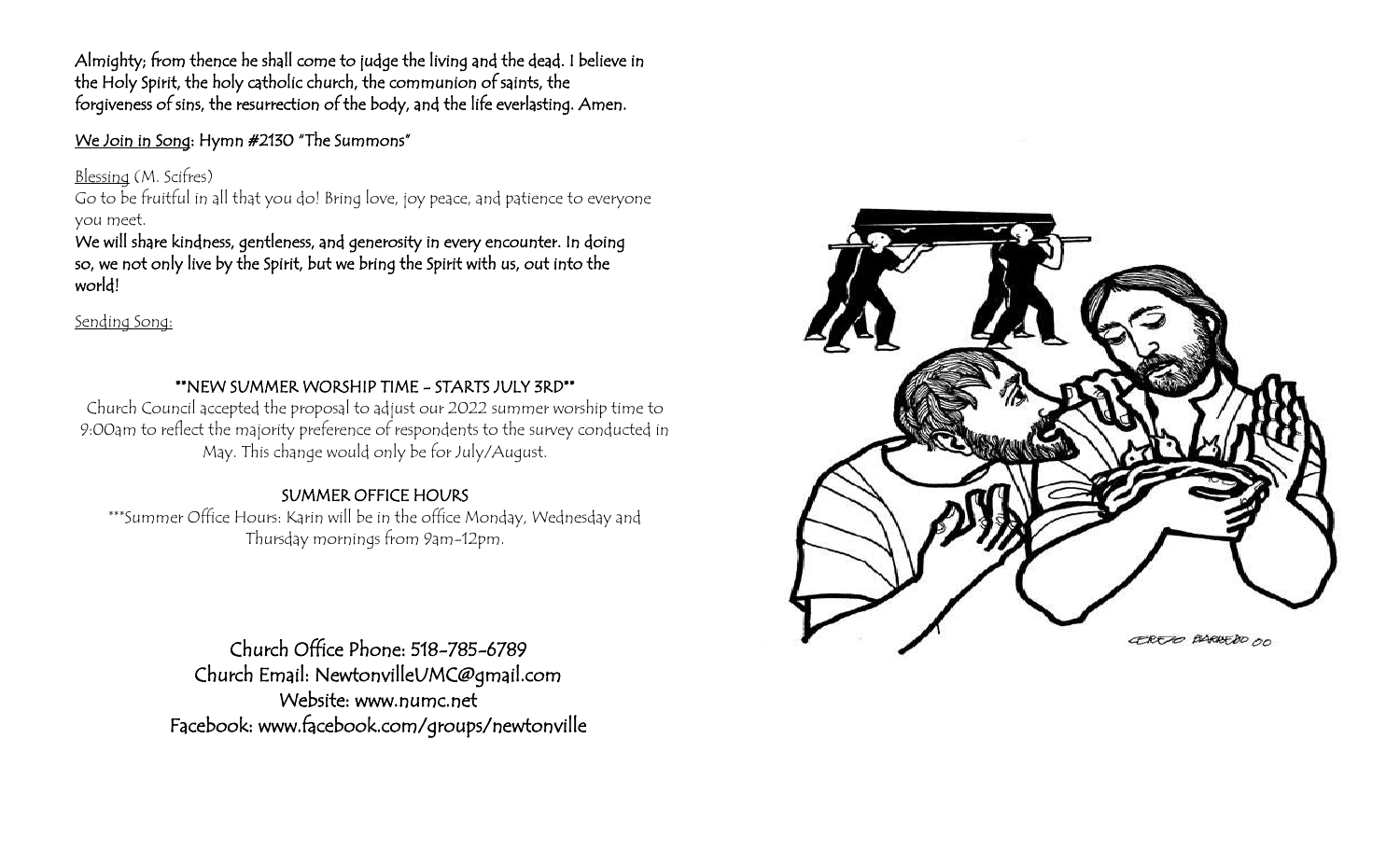Almighty; from thence he shall come to judge the living and the dead. I believe in the Holy Spirit, the holy catholic church, the communion of saints, the forgiveness of sins, the resurrection of the body, and the life everlasting. Amen.

We Join in Song: Hymn #2130 "The Summons"

Blessing (M. Scifres)

Go to be fruitful in all that you do! Bring love, joy peace, and patience to everyone you meet.

**We will share kindness, gentleness, and generosity in every encounter. In doing so, we not only live by the Spirit, but we bring the Spirit with us, out into the world!**

Sending Song:

**NEW SUMMER WORSHIP TIME - STARTS JULY 3RD**

Church Council accepted the proposal to adjust our 2022 summer worship time to 9:00am to reflect the majority preference of respondents to the survey conducted in May. This change would only be for July/August.

SUMMER OFFICE HOURS

***Summer Office Hours: Karin will be in the office Monday, Wednesday and Thursday mornings from 9am-12pm.

Church Office Phone: 518-785-6789
Church Email: NewtonvilleUMC@gmail.com
Website: www.numc.net
Facebook: www.facebook.com/groups/newtonville